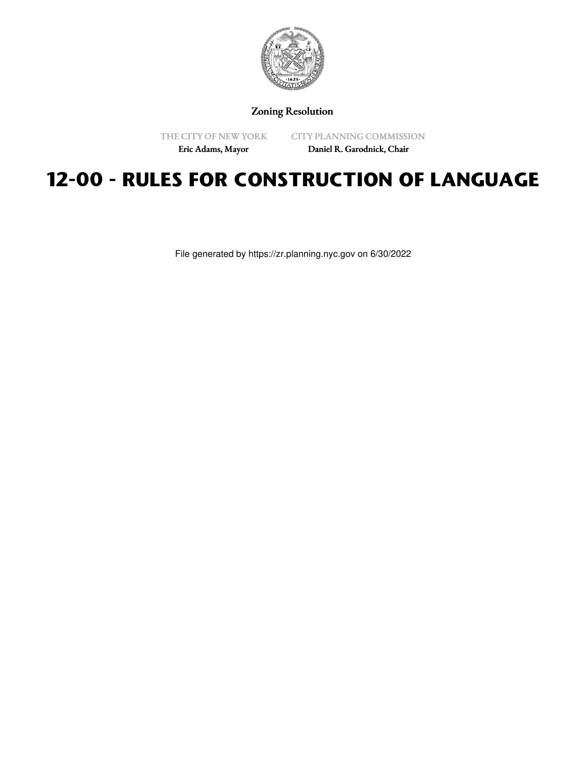Zoning Resolution

THE CITY OF NEW YORK
Eric Adams, Mayor

CITY PLANNING COMMISSION
Daniel R. Garodnick, Chair

# 12-00 - RULES FOR CONSTRUCTION OF LANGUAGE

File generated by https://zr.planning.nyc.gov on 6/30/2022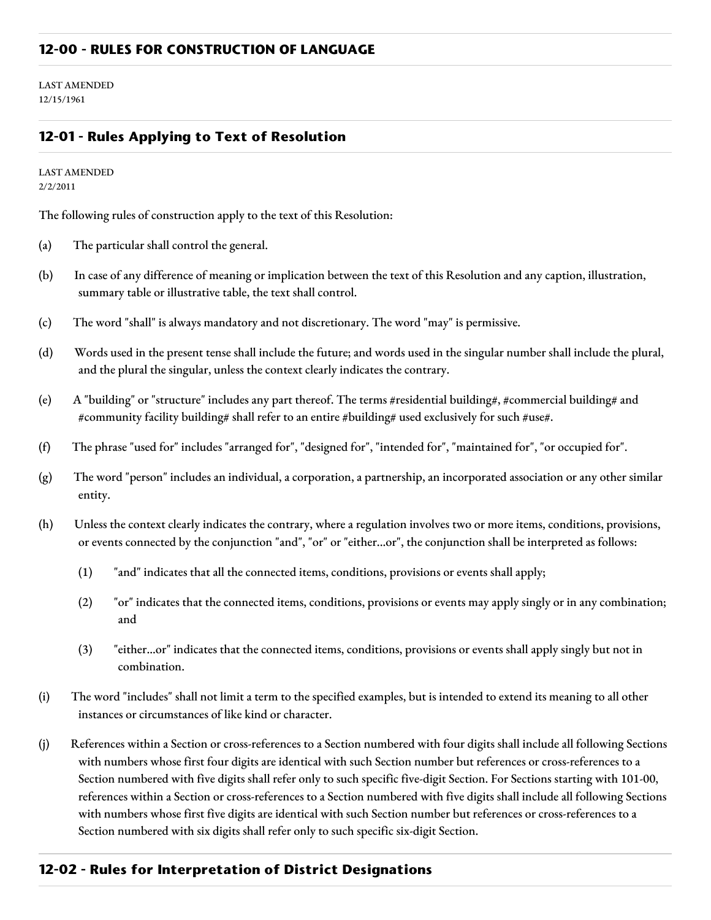## 12-00 - RULES FOR CONSTRUCTION OF LANGUAGE

LAST AMENDED
12/15/1961

## 12-01 - Rules Applying to Text of Resolution

LAST AMENDED
2/2/2011

The following rules of construction apply to the text of this Resolution:

(a) The particular shall control the general.

(b) In case of any difference of meaning or implication between the text of this Resolution and any caption, illustration, summary table or illustrative table, the text shall control.

(c) The word "shall" is always mandatory and not discretionary. The word "may" is permissive.

(d) Words used in the present tense shall include the future; and words used in the singular number shall include the plural, and the plural the singular, unless the context clearly indicates the contrary.

(e) A "building" or "structure" includes any part thereof. The terms #residential building#, #commercial building# and #community facility building# shall refer to an entire #building# used exclusively for such #use#.

(f) The phrase "used for" includes "arranged for", "designed for", "intended for", "maintained for", "or occupied for".

(g) The word "person" includes an individual, a corporation, a partnership, an incorporated association or any other similar entity.

(h) Unless the context clearly indicates the contrary, where a regulation involves two or more items, conditions, provisions, or events connected by the conjunction "and", "or" or "either...or", the conjunction shall be interpreted as follows:

  (1) "and" indicates that all the connected items, conditions, provisions or events shall apply;

  (2) "or" indicates that the connected items, conditions, provisions or events may apply singly or in any combination; and

  (3) "either...or" indicates that the connected items, conditions, provisions or events shall apply singly but not in combination.

(i) The word "includes" shall not limit a term to the specified examples, but is intended to extend its meaning to all other instances or circumstances of like kind or character.

(j) References within a Section or cross-references to a Section numbered with four digits shall include all following Sections with numbers whose first four digits are identical with such Section number but references or cross-references to a Section numbered with five digits shall refer only to such specific five-digit Section. For Sections starting with 101-00, references within a Section or cross-references to a Section numbered with five digits shall include all following Sections with numbers whose first five digits are identical with such Section number but references or cross-references to a Section numbered with six digits shall refer only to such specific six-digit Section.

## 12-02 - Rules for Interpretation of District Designations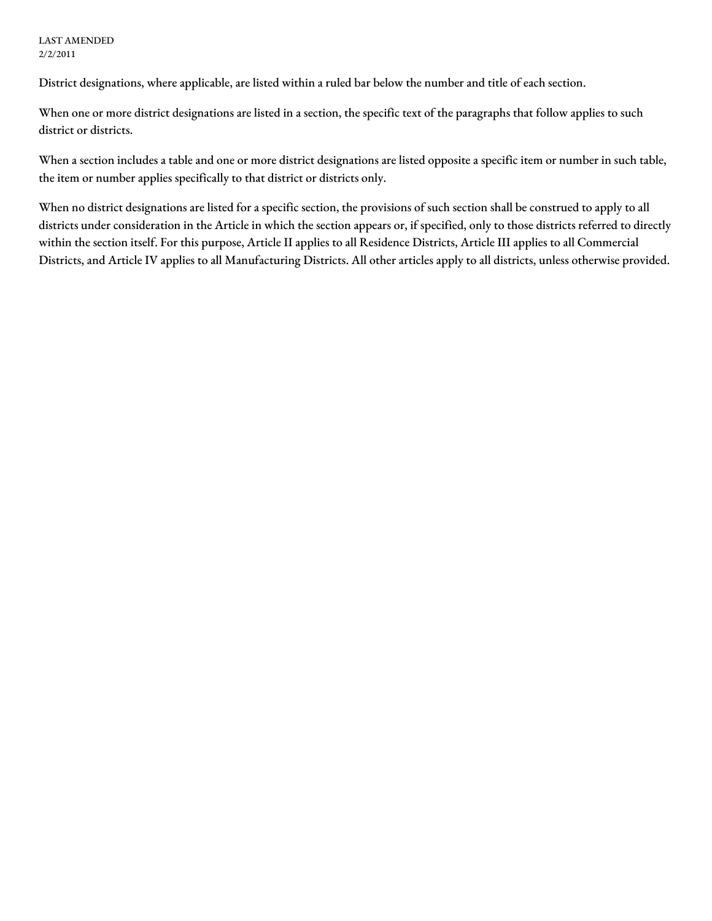LAST AMENDED
2/2/2011

District designations, where applicable, are listed within a ruled bar below the number and title of each section.

When one or more district designations are listed in a section, the specific text of the paragraphs that follow applies to such district or districts.

When a section includes a table and one or more district designations are listed opposite a specific item or number in such table, the item or number applies specifically to that district or districts only.

When no district designations are listed for a specific section, the provisions of such section shall be construed to apply to all districts under consideration in the Article in which the section appears or, if specified, only to those districts referred to directly within the section itself. For this purpose, Article II applies to all Residence Districts, Article III applies to all Commercial Districts, and Article IV applies to all Manufacturing Districts. All other articles apply to all districts, unless otherwise provided.